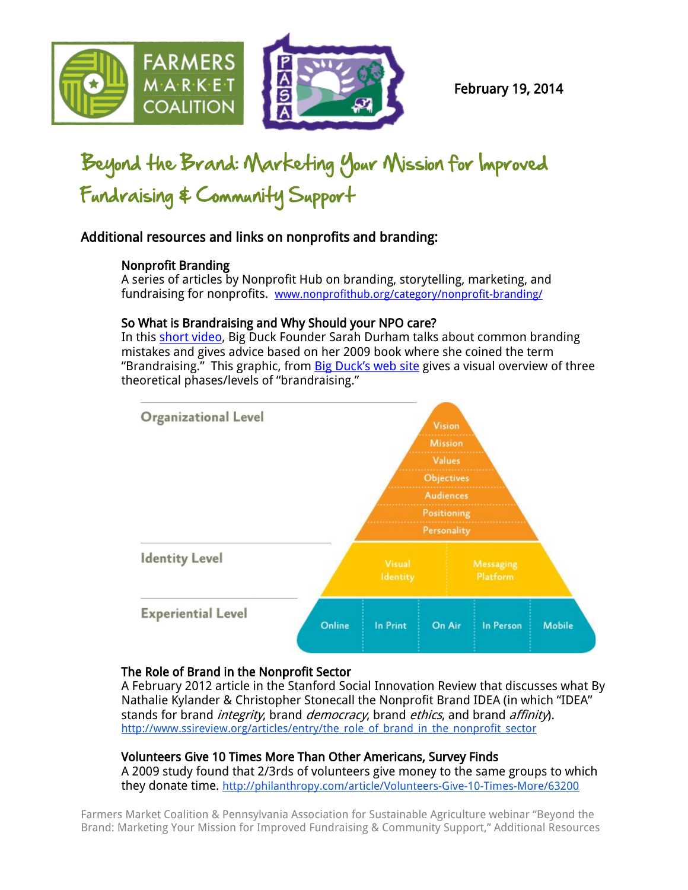February 19, 2014

# Beyond the Brand: Marketing Your Mission for Improved Fundraising & Community Support

## Additional resources and links on nonprofits and branding:

### Nonprofit Branding

A series of articles by Nonprofit Hub on branding, storytelling, marketing, and fundraising for nonprofits. www.nonprofithub.org/category/nonprofit-branding/

### So What is Brandraising and Why Should your NPO care?

In this short video, Big Duck Founder Sarah Durham talks about common branding mistakes and gives advice based on her 2009 book where she coined the term "Brandraising." This graphic, from Big Duck's web site gives a visual overview of three theoretical phases/levels of "brandraising."

**Organizational Level**
- Vision
- Mission
- Values
- Objectives
- Audiences
- Positioning
- Personality

**Identity Level**
- Visual Identity
- Messaging Platform

**Experiential Level**
- Online
- In Print
- On Air
- In Person
- Mobile

### The Role of Brand in the Nonprofit Sector

A February 2012 article in the Stanford Social Innovation Review that discusses what By Nathalie Kylander & Christopher Stonecall the Nonprofit Brand IDEA (in which "IDEA" stands for brand *integrity*, brand *democracy*, brand *ethics*, and brand *affinity*). http://www.ssireview.org/articles/entry/the_role_of_brand_in_the_nonprofit_sector

### Volunteers Give 10 Times More Than Other Americans, Survey Finds

A 2009 study found that 2/3rds of volunteers give money to the same groups to which they donate time. http://philanthropy.com/article/Volunteers-Give-10-Times-More/63200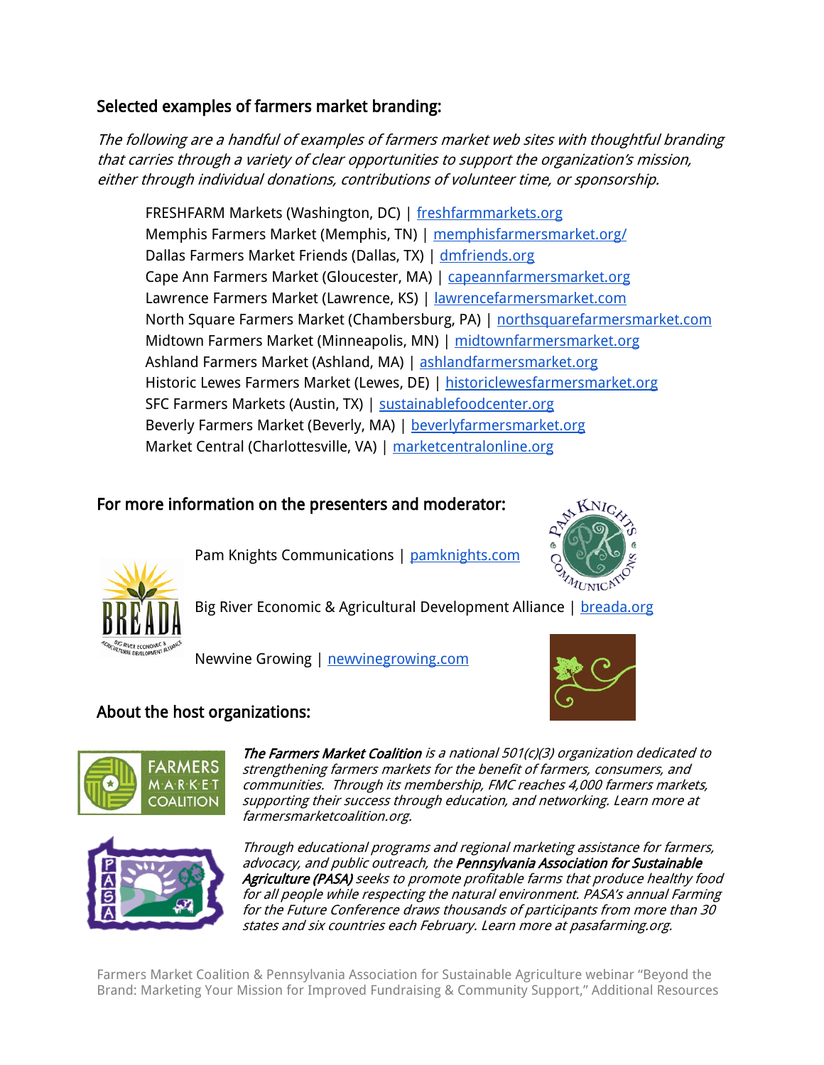## Selected examples of farmers market branding:

*The following are a handful of examples of farmers market web sites with thoughtful branding that carries through a variety of clear opportunities to support the organization's mission, either through individual donations, contributions of volunteer time, or sponsorship.*

FRESHFARM Markets (Washington, DC) | freshfarmmarkets.org
Memphis Farmers Market (Memphis, TN) | memphisfarmersmarket.org/
Dallas Farmers Market Friends (Dallas, TX) | dmfriends.org
Cape Ann Farmers Market (Gloucester, MA) | capeannfarmersmarket.org
Lawrence Farmers Market (Lawrence, KS) | lawrencefarmersmarket.com
North Square Farmers Market (Chambersburg, PA) | northsquarefarmersmarket.com
Midtown Farmers Market (Minneapolis, MN) | midtownfarmersmarket.org
Ashland Farmers Market (Ashland, MA) | ashlandfarmersmarket.org
Historic Lewes Farmers Market (Lewes, DE) | historiclewesfarmersmarket.org
SFC Farmers Markets (Austin, TX) | sustainablefoodcenter.org
Beverly Farmers Market (Beverly, MA) | beverlyfarmersmarket.org
Market Central (Charlottesville, VA) | marketcentralonline.org

## For more information on the presenters and moderator:

Pam Knights Communications | pamknights.com

Big River Economic & Agricultural Development Alliance | breada.org

Newvine Growing | newvinegrowing.com

## About the host organizations:

***The Farmers Market Coalition*** *is a national 501(c)(3) organization dedicated to strengthening farmers markets for the benefit of farmers, consumers, and communities. Through its membership, FMC reaches 4,000 farmers markets, supporting their success through education, and networking. Learn more at farmersmarketcoalition.org.*

*Through educational programs and regional marketing assistance for farmers, advocacy, and public outreach, the* ***Pennsylvania Association for Sustainable Agriculture (PASA)*** *seeks to promote profitable farms that produce healthy food for all people while respecting the natural environment. PASA's annual Farming for the Future Conference draws thousands of participants from more than 30 states and six countries each February. Learn more at pasafarming.org.*

Farmers Market Coalition & Pennsylvania Association for Sustainable Agriculture webinar "Beyond the Brand: Marketing Your Mission for Improved Fundraising & Community Support," Additional Resources